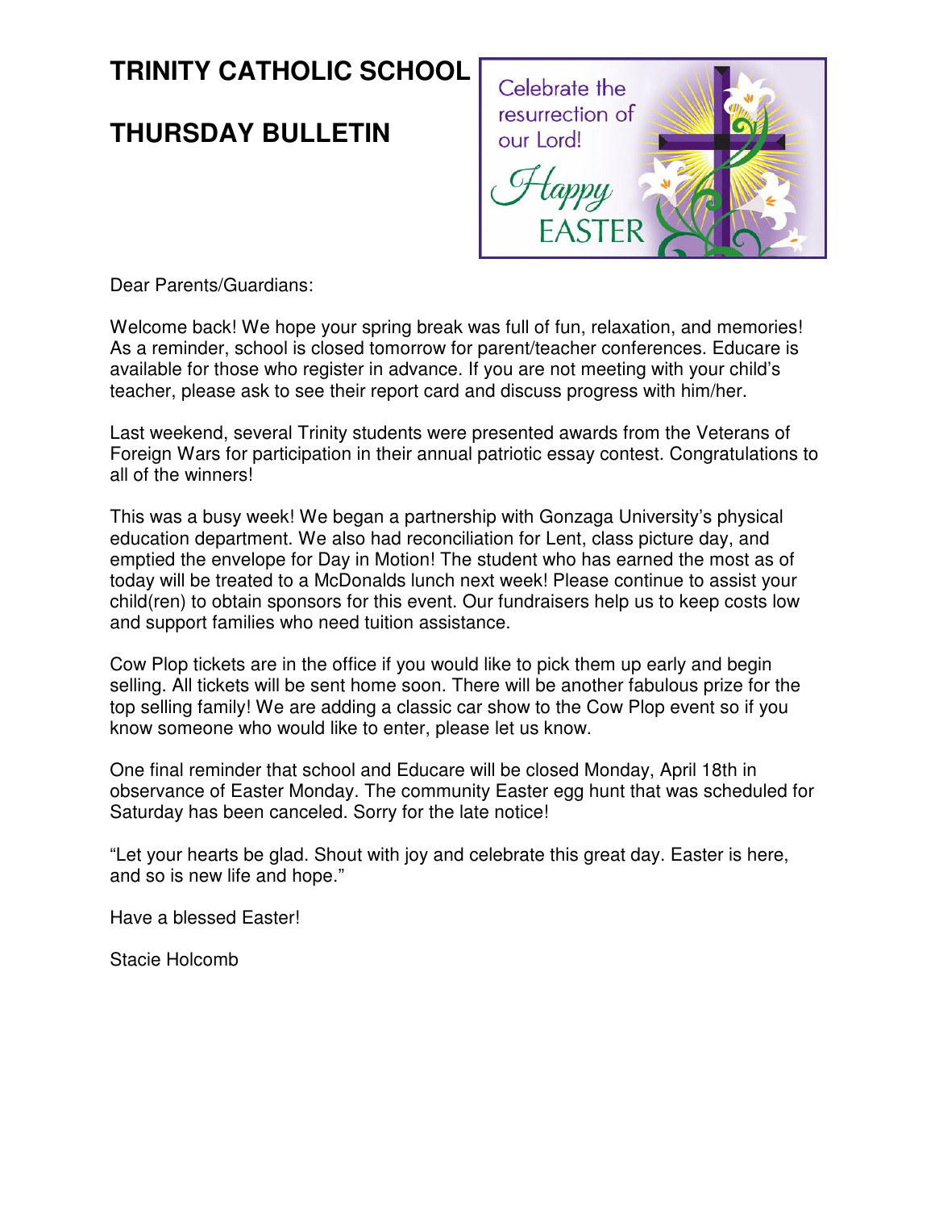# TRINITY CATHOLIC SCHOOL

# THURSDAY BULLETIN

Dear Parents/Guardians:

Welcome back! We hope your spring break was full of fun, relaxation, and memories! As a reminder, school is closed tomorrow for parent/teacher conferences. Educare is available for those who register in advance. If you are not meeting with your child's teacher, please ask to see their report card and discuss progress with him/her.

Last weekend, several Trinity students were presented awards from the Veterans of Foreign Wars for participation in their annual patriotic essay contest. Congratulations to all of the winners!

This was a busy week! We began a partnership with Gonzaga University's physical education department. We also had reconciliation for Lent, class picture day, and emptied the envelope for Day in Motion! The student who has earned the most as of today will be treated to a McDonalds lunch next week! Please continue to assist your child(ren) to obtain sponsors for this event. Our fundraisers help us to keep costs low and support families who need tuition assistance.

Cow Plop tickets are in the office if you would like to pick them up early and begin selling. All tickets will be sent home soon. There will be another fabulous prize for the top selling family! We are adding a classic car show to the Cow Plop event so if you know someone who would like to enter, please let us know.

One final reminder that school and Educare will be closed Monday, April 18th in observance of Easter Monday. The community Easter egg hunt that was scheduled for Saturday has been canceled. Sorry for the late notice!

"Let your hearts be glad. Shout with joy and celebrate this great day. Easter is here, and so is new life and hope."

Have a blessed Easter!

Stacie Holcomb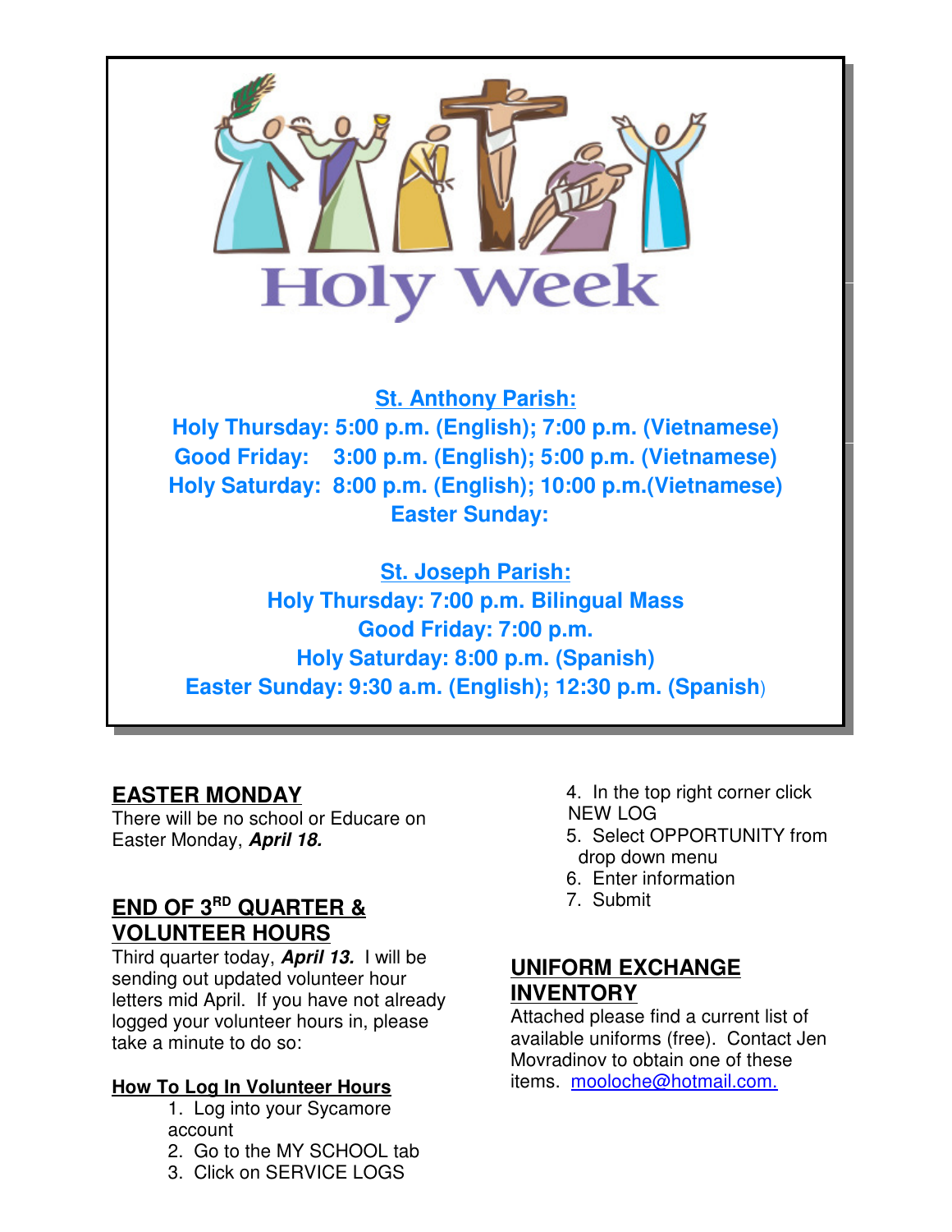# Holy Week

**St. Anthony Parish:**

**Holy Thursday: 5:00 p.m. (English); 7:00 p.m. (Vietnamese)**
**Good Friday: 3:00 p.m. (English); 5:00 p.m. (Vietnamese)**
**Holy Saturday: 8:00 p.m. (English); 10:00 p.m.(Vietnamese)**
**Easter Sunday:**

**St. Joseph Parish:**

**Holy Thursday: 7:00 p.m. Bilingual Mass**
**Good Friday: 7:00 p.m.**
**Holy Saturday: 8:00 p.m. (Spanish)**
**Easter Sunday: 9:30 a.m. (English); 12:30 p.m. (Spanish)**

## EASTER MONDAY

There will be no school or Educare on Easter Monday, ***April 18.***

## END OF 3RD QUARTER & VOLUNTEER HOURS

Third quarter today, ***April 13.*** I will be sending out updated volunteer hour letters mid April. If you have not already logged your volunteer hours in, please take a minute to do so:

**How To Log In Volunteer Hours**

1. Log into your Sycamore account
2. Go to the MY SCHOOL tab
3. Click on SERVICE LOGS
4. In the top right corner click NEW LOG
5. Select OPPORTUNITY from drop down menu
6. Enter information
7. Submit

## UNIFORM EXCHANGE INVENTORY

Attached please find a current list of available uniforms (free). Contact Jen Movradinov to obtain one of these items. mooloche@hotmail.com.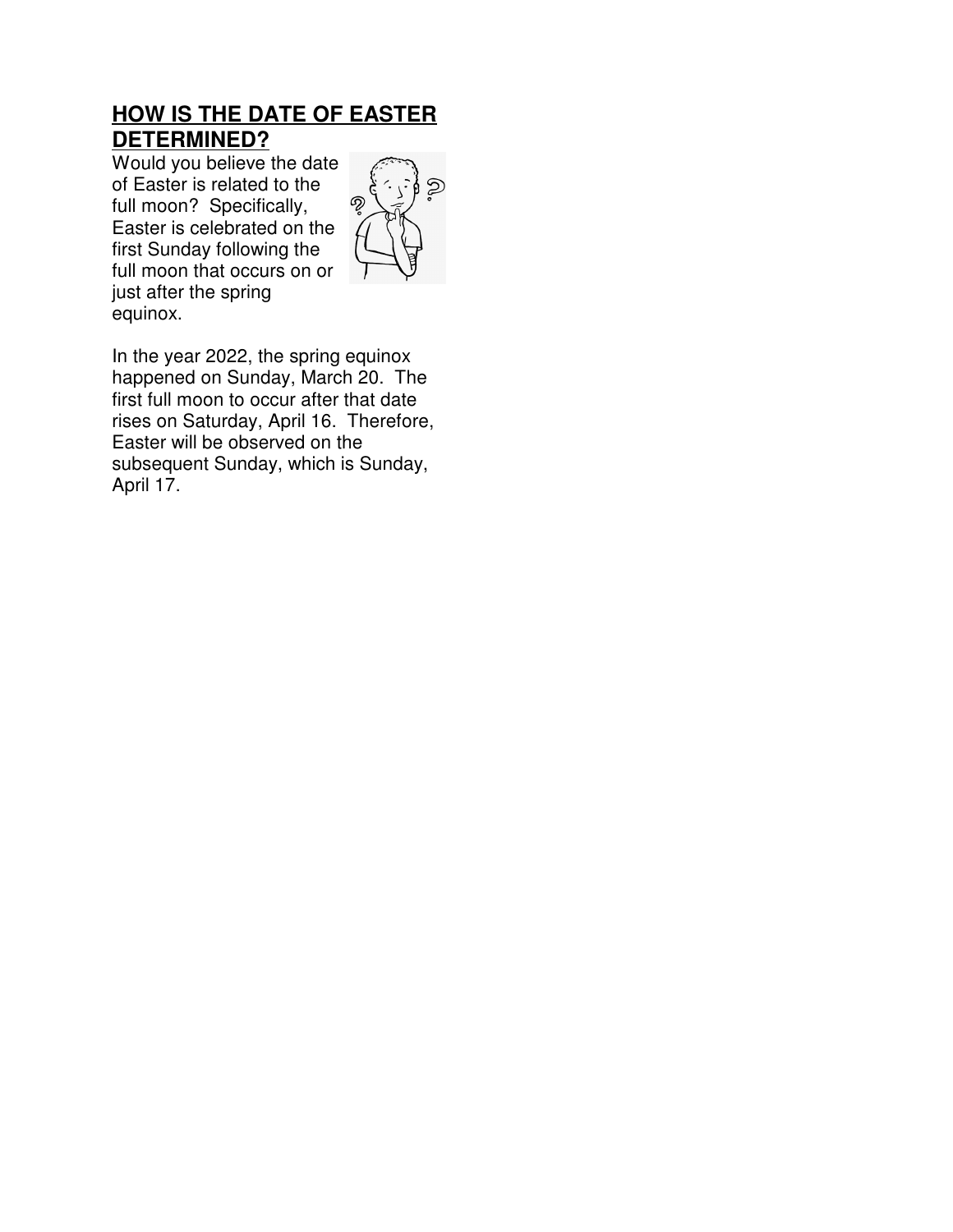## HOW IS THE DATE OF EASTER DETERMINED?

Would you believe the date of Easter is related to the full moon? Specifically, Easter is celebrated on the first Sunday following the full moon that occurs on or just after the spring equinox.

In the year 2022, the spring equinox happened on Sunday, March 20. The first full moon to occur after that date rises on Saturday, April 16. Therefore, Easter will be observed on the subsequent Sunday, which is Sunday, April 17.